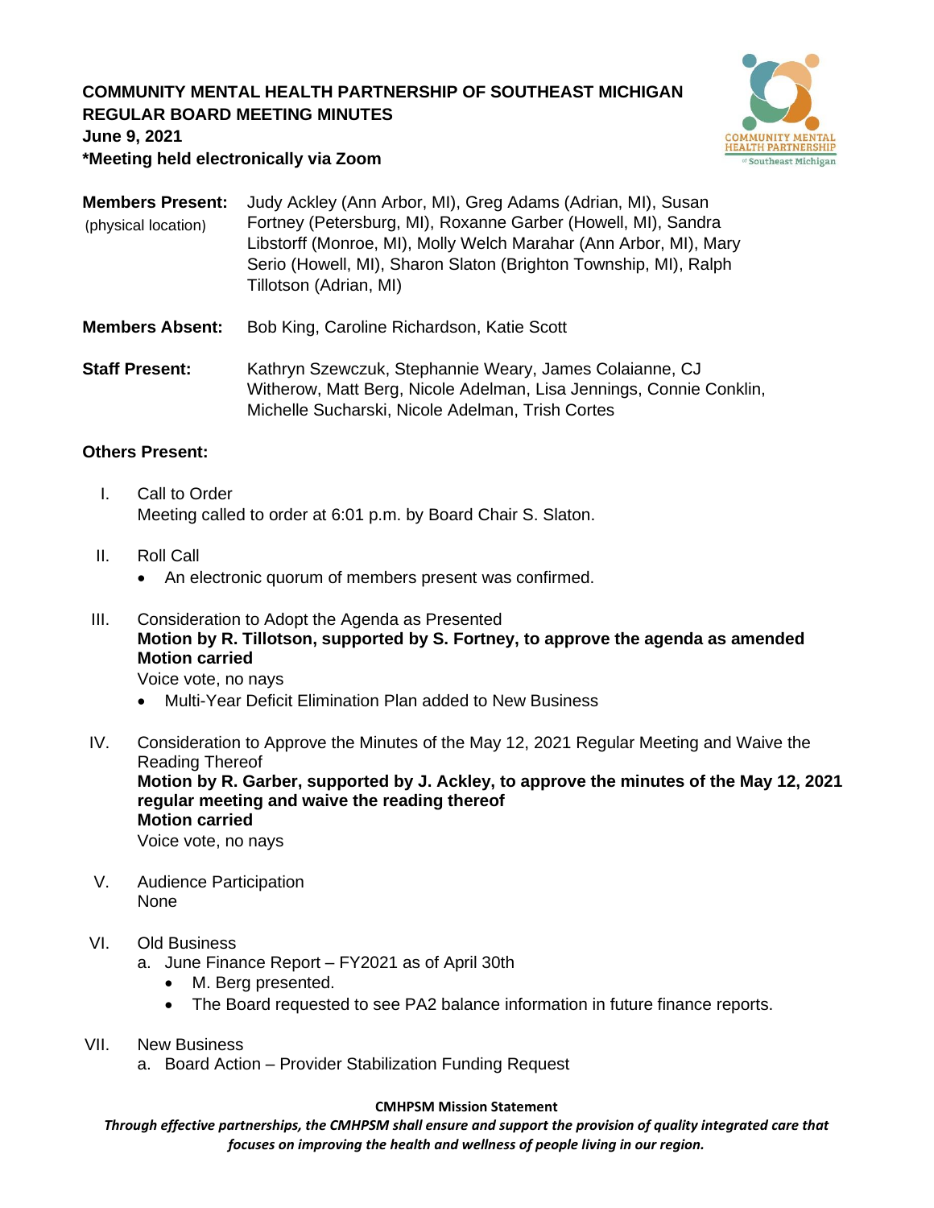**COMMUNITY MENTAL HEALTH PARTNERSHIP OF SOUTHEAST MICHIGAN**
**REGULAR BOARD MEETING MINUTES**
**June 9, 2021**
**\*Meeting held electronically via Zoom**

**Members Present:** (physical location) Judy Ackley (Ann Arbor, MI), Greg Adams (Adrian, MI), Susan Fortney (Petersburg, MI), Roxanne Garber (Howell, MI), Sandra Libstorff (Monroe, MI), Molly Welch Marahar (Ann Arbor, MI), Mary Serio (Howell, MI), Sharon Slaton (Brighton Township, MI), Ralph Tillotson (Adrian, MI)

**Members Absent:** Bob King, Caroline Richardson, Katie Scott

**Staff Present:** Kathryn Szewczuk, Stephannie Weary, James Colaianne, CJ Witherow, Matt Berg, Nicole Adelman, Lisa Jennings, Connie Conklin, Michelle Sucharski, Nicole Adelman, Trish Cortes

**Others Present:**

I. Call to Order
Meeting called to order at 6:01 p.m. by Board Chair S. Slaton.

II. Roll Call
- An electronic quorum of members present was confirmed.

III. Consideration to Adopt the Agenda as Presented
**Motion by R. Tillotson, supported by S. Fortney, to approve the agenda as amended**
**Motion carried**
Voice vote, no nays
- Multi-Year Deficit Elimination Plan added to New Business

IV. Consideration to Approve the Minutes of the May 12, 2021 Regular Meeting and Waive the Reading Thereof
**Motion by R. Garber, supported by J. Ackley, to approve the minutes of the May 12, 2021 regular meeting and waive the reading thereof**
**Motion carried**
Voice vote, no nays

V. Audience Participation
None

VI. Old Business
a. June Finance Report – FY2021 as of April 30th
- M. Berg presented.
- The Board requested to see PA2 balance information in future finance reports.

VII. New Business
a. Board Action – Provider Stabilization Funding Request

**CMHPSM Mission Statement**
***Through effective partnerships, the CMHPSM shall ensure and support the provision of quality integrated care that focuses on improving the health and wellness of people living in our region.***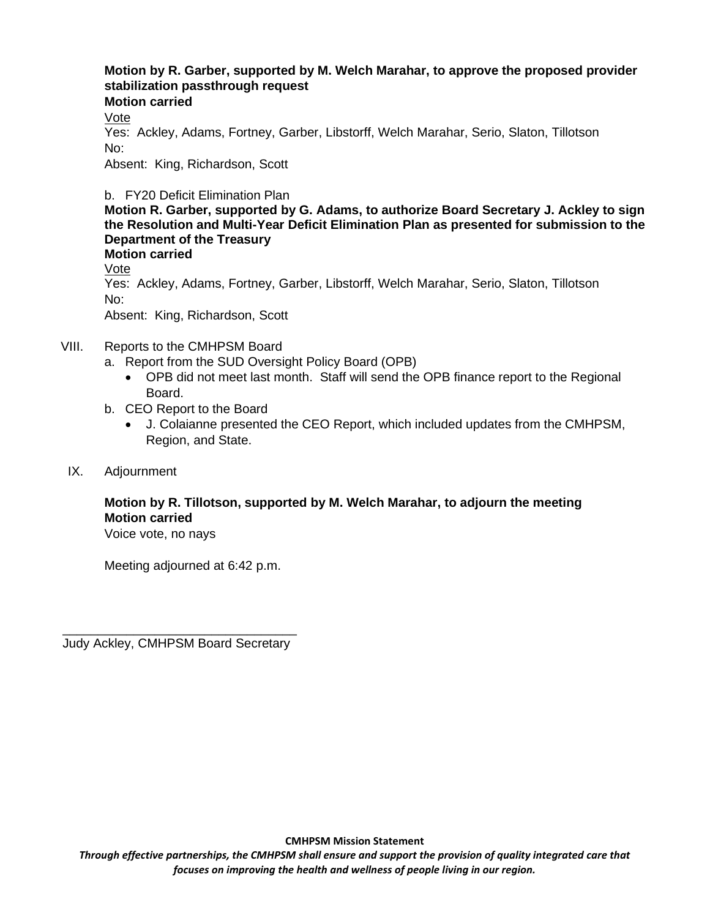**Motion by R. Garber, supported by M. Welch Marahar, to approve the proposed provider stabilization passthrough request**
**Motion carried**

Vote
Yes: Ackley, Adams, Fortney, Garber, Libstorff, Welch Marahar, Serio, Slaton, Tillotson
No:
Absent: King, Richardson, Scott

b. FY20 Deficit Elimination Plan

**Motion R. Garber, supported by G. Adams, to authorize Board Secretary J. Ackley to sign the Resolution and Multi-Year Deficit Elimination Plan as presented for submission to the Department of the Treasury**
**Motion carried**

Vote
Yes: Ackley, Adams, Fortney, Garber, Libstorff, Welch Marahar, Serio, Slaton, Tillotson
No:
Absent: King, Richardson, Scott

VIII. Reports to the CMHPSM Board

a. Report from the SUD Oversight Policy Board (OPB)
   - OPB did not meet last month. Staff will send the OPB finance report to the Regional Board.

b. CEO Report to the Board
   - J. Colaianne presented the CEO Report, which included updates from the CMHPSM, Region, and State.

IX. Adjournment

**Motion by R. Tillotson, supported by M. Welch Marahar, to adjourn the meeting**
**Motion carried**
Voice vote, no nays

Meeting adjourned at 6:42 p.m.

\_\_\_\_\_\_\_\_\_\_\_\_\_\_\_\_\_\_\_\_\_\_\_\_\_\_\_\_\_\_\_\_
Judy Ackley, CMHPSM Board Secretary

**CMHPSM Mission Statement**

***Through effective partnerships, the CMHPSM shall ensure and support the provision of quality integrated care that focuses on improving the health and wellness of people living in our region.***